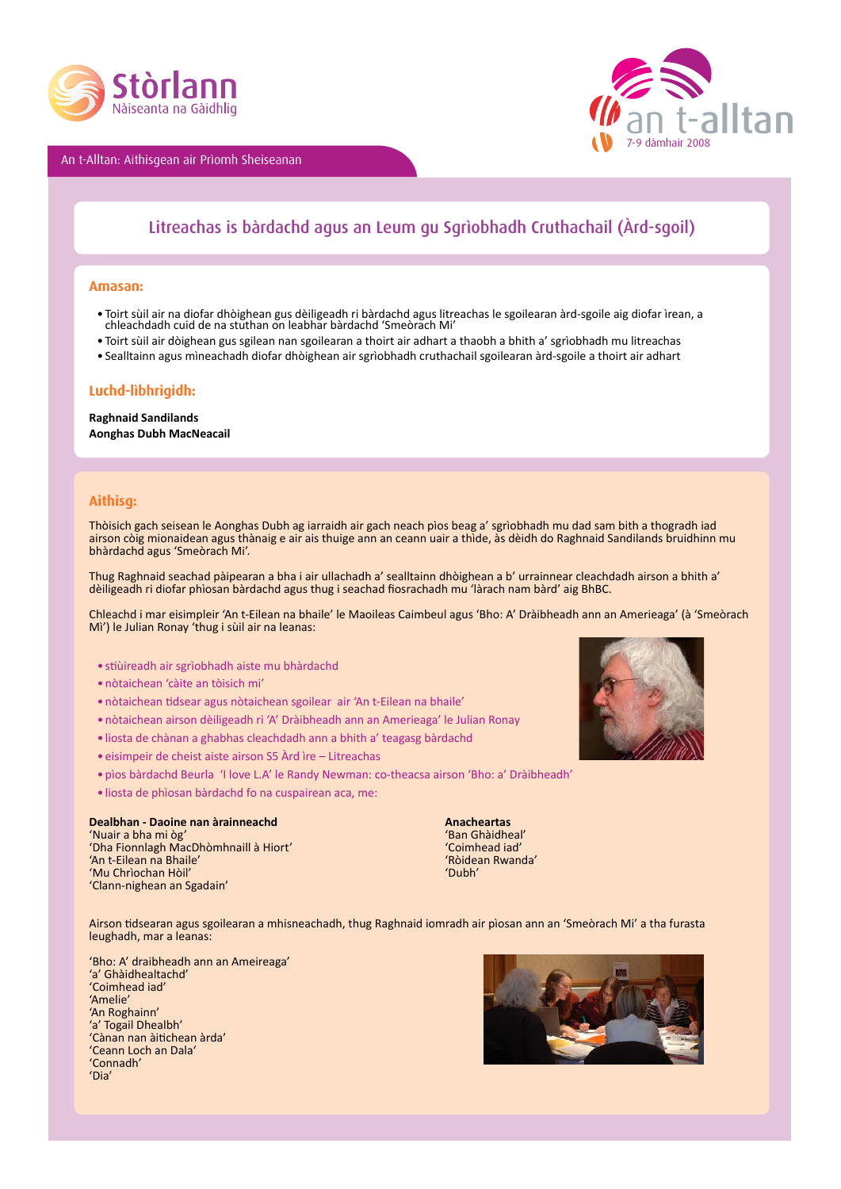# Stòrlann Nàiseanta na Gàidhlig

# an t-alltan
7-9 dàmhair 2008

An t-Alltan: Aithisgean air Prìomh Sheiseanan

## Litreachas is bàrdachd agus an Leum gu Sgrìobhadh Cruthachail (Àrd-sgoil)

### Amasan:

- Toirt sùil air na diofar dhòighean gus dèiligeadh ri bàrdachd agus litreachas le sgoilearan àrd-sgoile aig diofar ìrean, a chleachdadh cuid de na stuthan on leabhar bàrdachd 'Smeòrach Mi'
- Toirt sùil air dòighean gus sgilean nan sgoilearan a thoirt air adhart a thaobh a bhith a' sgrìobhadh mu litreachas
- Sealltainn agus mìneachadh diofar dhòighean air sgrìobhadh cruthachail sgoilearan àrd-sgoile a thoirt air adhart

### Luchd-lìbhrigidh:

**Raghnaid Sandilands**
**Aonghas Dubh MacNeacail**

### Aithisg:

Thòisich gach seisean le Aonghas Dubh ag iarraidh air gach neach pìos beag a' sgrìobhadh mu dad sam bith a thogradh iad airson còig mionaidean agus thànaig e air ais thuige ann an ceann uair a thìde, às dèidh do Raghnaid Sandilands bruidhinn mu bhàrdachd agus 'Smeòrach Mi'.

Thug Raghnaid seachad pàipearan a bha i air ullachadh a' sealltainn dhòighean a b' urrainnear cleachdadh airson a bhith a' dèiligeadh ri diofar phìosan bàrdachd agus thug i seachad fiosrachadh mu 'làrach nam bàrd' aig BhBC.

Chleachd i mar eisimpleir 'An t-Eilean na bhaile' le Maoileas Caimbeul agus 'Bho: A' Dràibheadh ann an Amerieaga' (à 'Smeòrach Mi') le Julian Ronay 'thug i sùil air na leanas:

- stiùireadh air sgrìobhadh aiste mu bhàrdachd
- nòtaichean 'càite an tòisich mi'
- nòtaichean tidsear agus nòtaichean sgoilear air 'An t-Eilean na bhaile'
- nòtaichean airson dèiligeadh ri 'A' Dràibheadh ann an Amerieaga' le Julian Ronay
- liosta de chànan a ghabhas cleachdadh ann a bhith a' teagasg bàrdachd
- eisimpeir de cheist aiste airson S5 Àrd Ìre – Litreachas
- pìos bàrdachd Beurla 'I love L.A' le Randy Newman: co-theacsa airson 'Bho: a' Dràibheadh'
- liosta de phìosan bàrdachd fo na cuspairean aca, me:

**Dealbhan - Daoine nan àrainneachd**
'Nuair a bha mi òg'
'Dha Fionnlagh MacDhòmhnaill à Hiort'
'An t-Eilean na Bhaile'
'Mu Chrìochan Hòil'
'Clann-nighean an Sgadain'

**Anacheartas**
'Ban Ghàidheal'
'Coimhead iad'
'Ròidean Rwanda'
'Dubh'

Airson tidsearan agus sgoilearan a mhisneachadh, thug Raghnaid iomradh air pìosan ann an 'Smeòrach Mi' a tha furasta leughadh, mar a leanas:

'Bho: A' draibheadh ann an Ameireaga'
'a' Ghàidhealtachd'
'Coimhead iad'
'Amelie'
'An Roghainn'
'a' Togail Dhealbh'
'Cànan nan àitichean àrda'
'Ceann Loch an Dala'
'Connadh'
'Dia'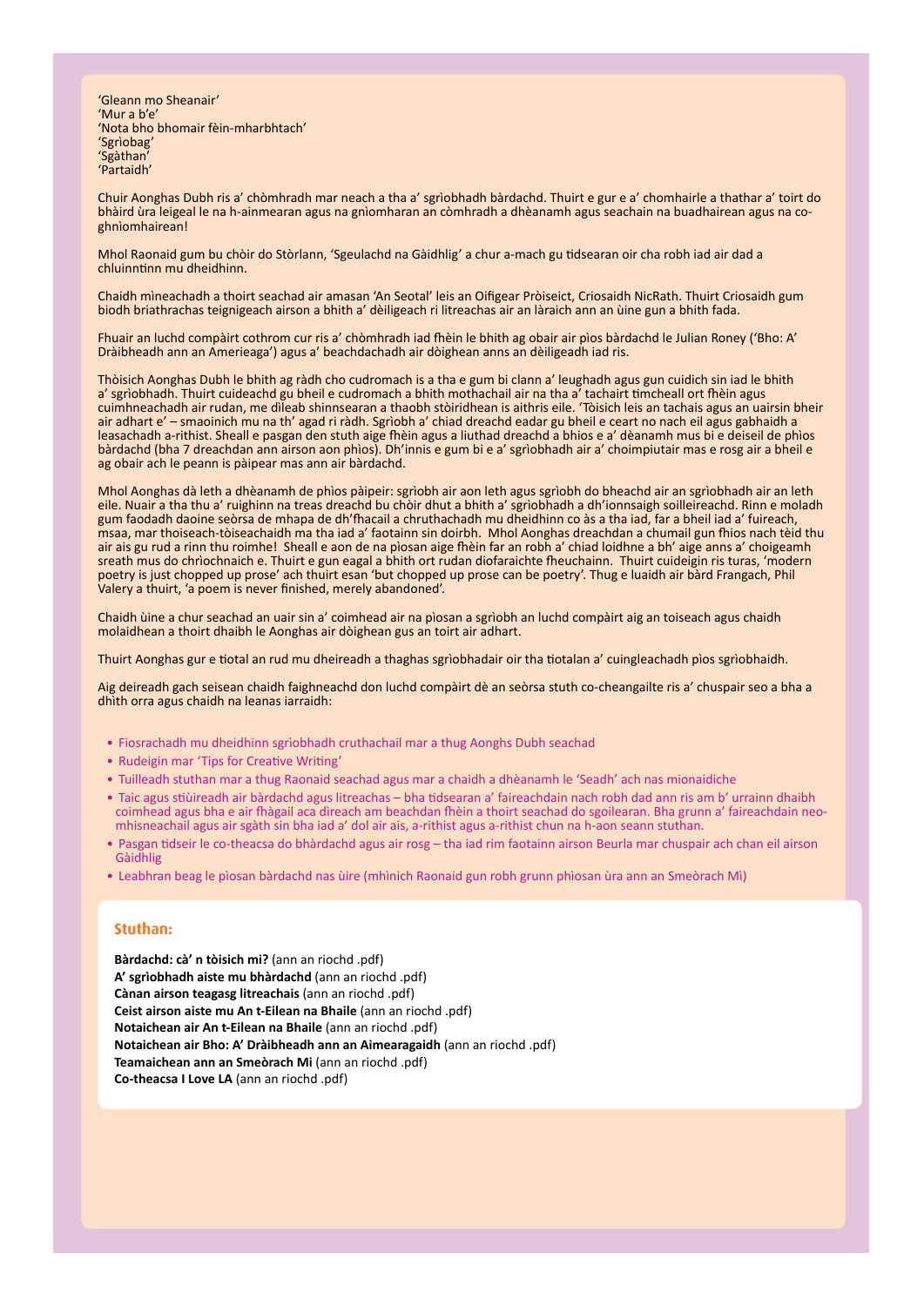'Gleann mo Sheanair'
'Mur a b'e'
'Nota bho bhomair fèin-mharbhtach'
'Sgrìobag'
'Sgàthan'
'Partaidh'

Chuir Aonghas Dubh ris a' chòmhradh mar neach a tha a' sgrìobhadh bàrdachd. Thuirt e gur e a' chomhairle a thathar a' toirt do bhàird ùra leigeal le na h-ainmearan agus na gnìomharan an còmhradh a dhèanamh agus seachain na buadhairean agus na co-ghnìomhairean!

Mhol Raonaid gum bu chòir do Stòrlann, 'Sgeulachd na Gàidhlig' a chur a-mach gu tidsearan oir cha robh iad air dad a chluinntinn mu dheidhinn.

Chaidh mìneachadh a thoirt seachad air amasan 'An Seotal' leis an Oifigear Pròiseict, Criosaidh NicRath. Thuirt Criosaidh gum biodh briathrachas teignigeach airson a bhith a' dèiligeach ri litreachas air an làraich ann an ùine gun a bhith fada.

Fhuair an luchd compàirt cothrom cur ris a' chòmhradh iad fhèin le bhith ag obair air pìos bàrdachd le Julian Roney ('Bho: A' Dràibheadh ann an Amerieaga') agus a' beachdachadh air dòighean anns an dèiligeadh iad ris.

Thòisich Aonghas Dubh le bhith ag ràdh cho cudromach is a tha e gum bi clann a' leughadh agus gun cuidich sin iad le bhith a' sgrìobhadh. Thuirt cuideachd gu bheil e cudromach a bhith mothachail air na tha a' tachairt timcheall ort fhèin agus cuimhneachadh air rudan, me dìleab shinnsearan a thaobh stòiridhean is aithris eile. 'Tòisich leis an tachais agus an uairsin bheir air adhart e' – smaoinich mu na th' agad ri ràdh. Sgrìobh a' chiad dreachd eadar gu bheil e ceart no nach eil agus gabhaidh a leasachadh a-rithist. Sheall e pasgan den stuth aige fhèin agus a liuthad dreachd a bhios e a' dèanamh mus bi e deiseil de phìos bàrdachd (bha 7 dreachdan ann airson aon phìos). Dh'innis e gum bi e a' sgrìobhadh air a' choimpiutair mas e rosg air a bheil e ag obair ach le peann is pàipear mas ann air bàrdachd.

Mhol Aonghas dà leth a dhèanamh de phìos pàipeir: sgrìobh air aon leth agus sgrìobh do bheachd air an sgrìobhadh air an leth eile. Nuair a tha thu a' ruighinn na treas dreachd bu chòir dhut a bhith a' sgrìobhadh a dh'ionnsaigh soilleireachd. Rinn e moladh gum faodadh daoine seòrsa de mhapa de dh'fhacail a chruthachadh mu dheidhinn co às a tha iad, far a bheil iad a' fuireach, msaa, mar thoiseach-tòiseachaidh ma tha iad a' faotainn sin doirbh. Mhol Aonghas dreachdan a chumail gun fhios nach tèid thu air ais gu rud a rinn thu roimhe! Sheall e aon de na pìosan aige fhèin far an robh a' chiad loidhne a bh' aige anns a' choigeamh sreath mus do chrìochnaich e. Thuirt e gun eagal a bhith ort rudan diofaraichte fheuchainn. Thuirt cuideigin ris turas, 'modern poetry is just chopped up prose' ach thuirt esan 'but chopped up prose can be poetry'. Thug e luaidh air bàrd Frangach, Phil Valery a thuirt, 'a poem is never finished, merely abandoned'.

Chaidh ùine a chur seachad an uair sin a' coimhead air na pìosan a sgrìobh an luchd compàirt aig an toiseach agus chaidh molaidhean a thoirt dhaibh le Aonghas air dòighean gus an toirt air adhart.

Thuirt Aonghas gur e tiotal an rud mu dheireadh a thaghas sgrìobhadair oir tha tiotalan a' cuingleachadh pìos sgrìobhaidh.

Aig deireadh gach seisean chaidh faighneachd don luchd compàirt dè an seòrsa stuth co-cheangailte ris a' chuspair seo a bha a dhìth orra agus chaidh na leanas iarraidh:

- Fiosrachadh mu dheidhinn sgrìobhadh cruthachail mar a thug Aonghs Dubh seachad
- Rudeigin mar 'Tips for Creative Writing'
- Tuilleadh stuthan mar a thug Raonaid seachad agus mar a chaidh a dhèanamh le 'Seadh' ach nas mionaidiche
- Taic agus stiùireadh air bàrdachd agus litreachas – bha tidsearan a' faireachdainn nach robh dad ann ris am b' urrainn dhaibh coimhead agus bha e air fhàgail aca dìreach am beachdan fhèin a thoirt seachad do sgoilearan. Bha grunn a' faireachdainn neo-mhisneachail agus air sgàth sin bha iad a' dol air ais, a-rithist agus a-rithist chun na h-aon seann stuthan.
- Pasgan tidseir le co-theacsa do bhàrdachd agus air rosg – tha iad rim faotainn airson Beurla mar chuspair ach chan eil airson Gàidhlig
- Leabhran beag le pìosan bàrdachd nas ùire (mhìnich Raonaid gun robh grunn phìosan ùra ann an Smeòrach Mì)

## Stuthan:

**Bàrdachd: cà' n tòisich mi?** (ann an riochd .pdf)
**A' sgrìobhadh aiste mu bhàrdachd** (ann an riochd .pdf)
**Cànan airson teagasg litreachais** (ann an riochd .pdf)
**Ceist airson aiste mu An t-Eilean na Bhaile** (ann an riochd .pdf)
**Notaichean air An t-Eilean na Bhaile** (ann an riochd .pdf)
**Notaichean air Bho: A' Dràibheadh ann an Aimearagaidh** (ann an riochd .pdf)
**Teamaichean ann an Smeòrach Mì** (ann an riochd .pdf)
**Co-theacsa I Love LA** (ann an riochd .pdf)